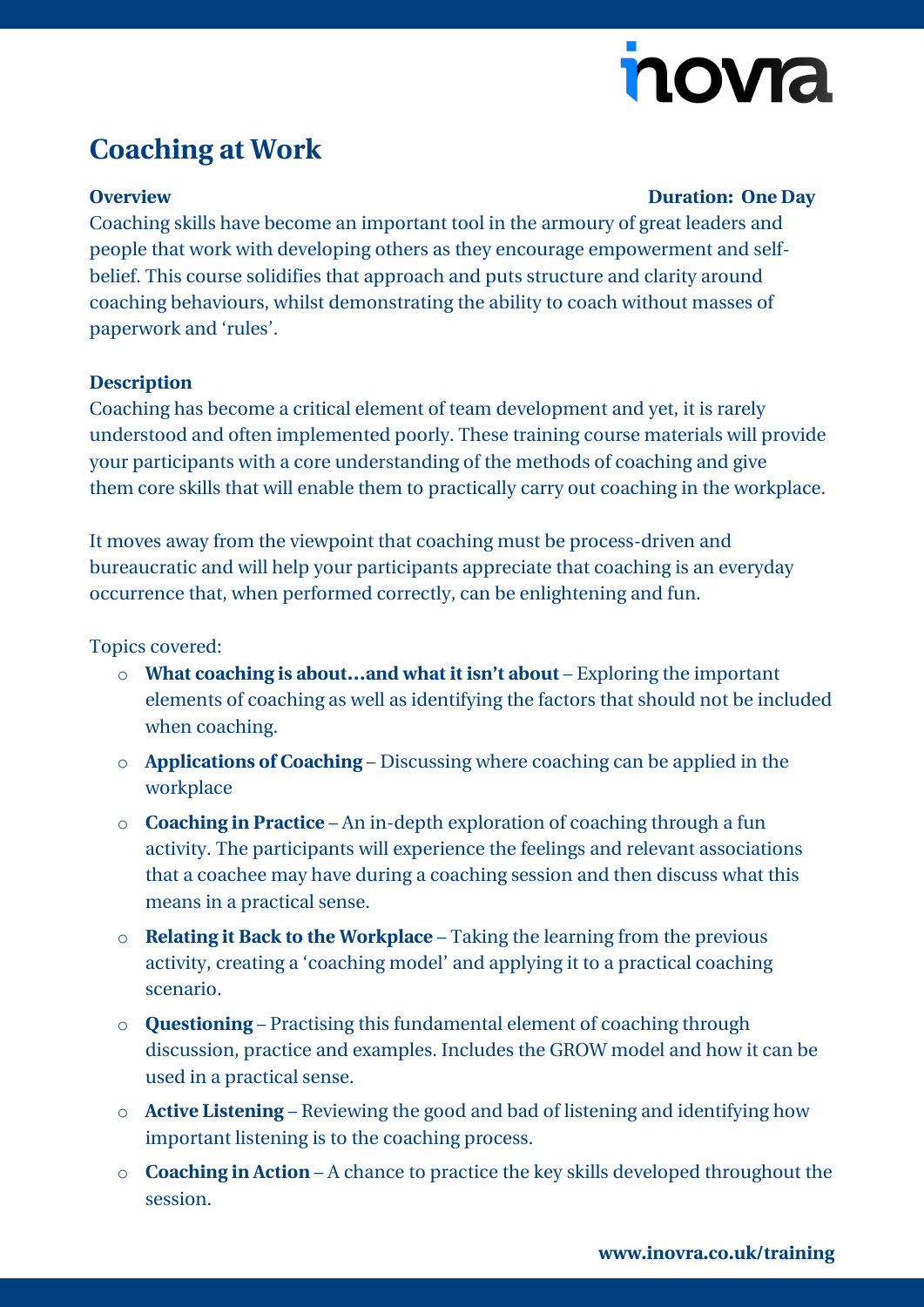# Coaching at Work

**Overview** **Duration: One Day**

Coaching skills have become an important tool in the armoury of great leaders and people that work with developing others as they encourage empowerment and self-belief. This course solidifies that approach and puts structure and clarity around coaching behaviours, whilst demonstrating the ability to coach without masses of paperwork and 'rules'.

**Description**

Coaching has become a critical element of team development and yet, it is rarely understood and often implemented poorly. These training course materials will provide your participants with a core understanding of the methods of coaching and give them core skills that will enable them to practically carry out coaching in the workplace.

It moves away from the viewpoint that coaching must be process-driven and bureaucratic and will help your participants appreciate that coaching is an everyday occurrence that, when performed correctly, can be enlightening and fun.

Topics covered:

- **What coaching is about…and what it isn't about** – Exploring the important elements of coaching as well as identifying the factors that should not be included when coaching.
- **Applications of Coaching** – Discussing where coaching can be applied in the workplace
- **Coaching in Practice** – An in-depth exploration of coaching through a fun activity. The participants will experience the feelings and relevant associations that a coachee may have during a coaching session and then discuss what this means in a practical sense.
- **Relating it Back to the Workplace** – Taking the learning from the previous activity, creating a 'coaching model' and applying it to a practical coaching scenario.
- **Questioning** – Practising this fundamental element of coaching through discussion, practice and examples. Includes the GROW model and how it can be used in a practical sense.
- **Active Listening** – Reviewing the good and bad of listening and identifying how important listening is to the coaching process.
- **Coaching in Action** – A chance to practice the key skills developed throughout the session.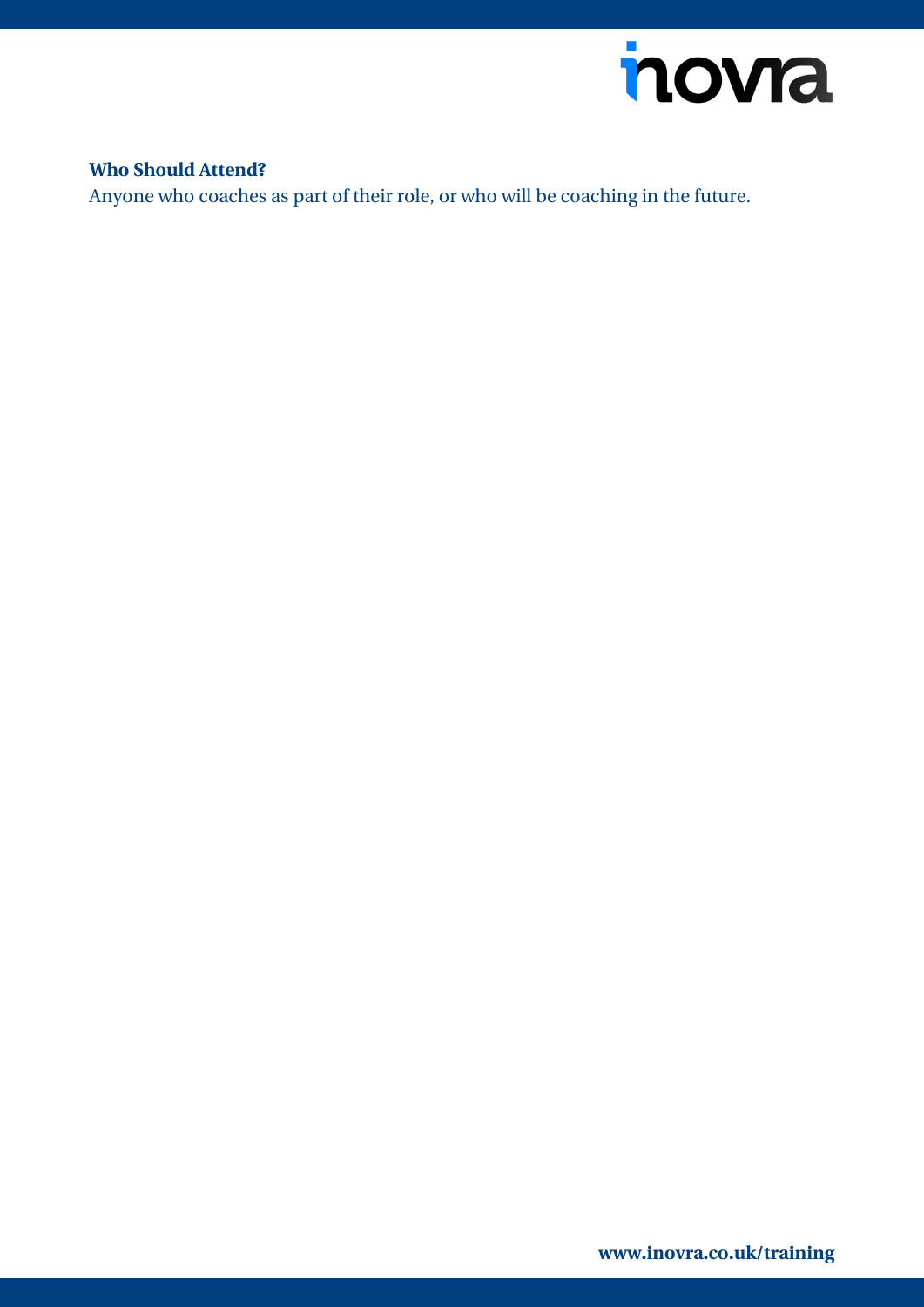**Who Should Attend?**

Anyone who coaches as part of their role, or who will be coaching in the future.

**www.inovra.co.uk/training**